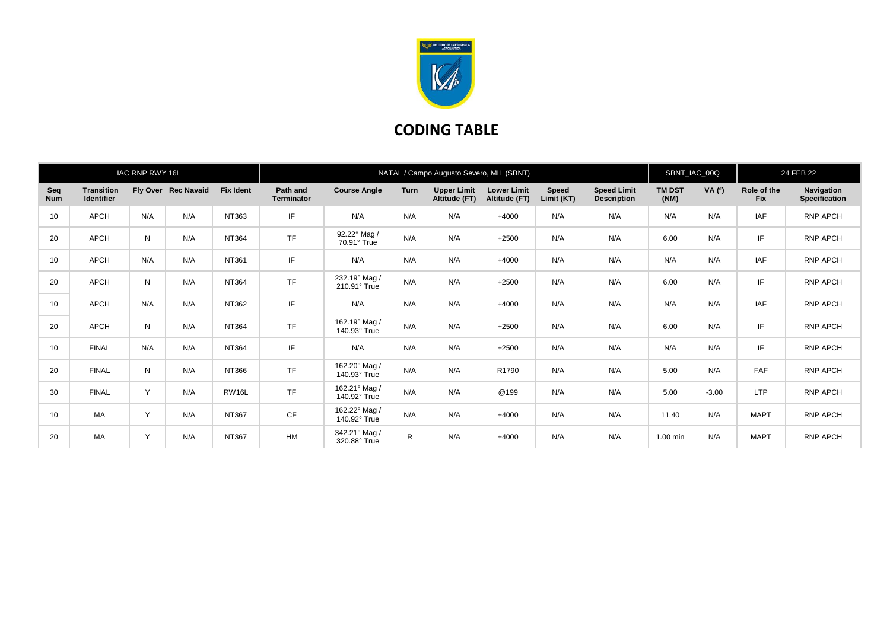# CODING TABLE

| IAC RNP RWY 16L | | | | NATAL / Campo Augusto Severo, MIL (SBNT) | | | | | | | SBNT_IAC_00Q | | 24 FEB 22 | |
|---|---|---|---|---|---|---|---|---|---|---|---|---|---|---|
| **Seq Num** | **Transition Identifier** | **Fly Over** | **Rec Navaid** | **Fix Ident** | **Path and Terminator** | **Course Angle** | **Turn** | **Upper Limit Altitude (FT)** | **Lower Limit Altitude (FT)** | **Speed Limit (KT)** | **Speed Limit Description** | **TM DST (NM)** | **VA (º)** | **Role of the Fix** | **Navigation Specification** |
| 10 | APCH | N/A | N/A | NT363 | IF | N/A | N/A | N/A | +4000 | N/A | N/A | N/A | N/A | IAF | RNP APCH |
| 20 | APCH | N | N/A | NT364 | TF | 92.22° Mag / 70.91° True | N/A | N/A | +2500 | N/A | N/A | 6.00 | N/A | IF | RNP APCH |
| 10 | APCH | N/A | N/A | NT361 | IF | N/A | N/A | N/A | +4000 | N/A | N/A | N/A | N/A | IAF | RNP APCH |
| 20 | APCH | N | N/A | NT364 | TF | 232.19° Mag / 210.91° True | N/A | N/A | +2500 | N/A | N/A | 6.00 | N/A | IF | RNP APCH |
| 10 | APCH | N/A | N/A | NT362 | IF | N/A | N/A | N/A | +4000 | N/A | N/A | N/A | N/A | IAF | RNP APCH |
| 20 | APCH | N | N/A | NT364 | TF | 162.19° Mag / 140.93° True | N/A | N/A | +2500 | N/A | N/A | 6.00 | N/A | IF | RNP APCH |
| 10 | FINAL | N/A | N/A | NT364 | IF | N/A | N/A | N/A | +2500 | N/A | N/A | N/A | N/A | IF | RNP APCH |
| 20 | FINAL | N | N/A | NT366 | TF | 162.20° Mag / 140.93° True | N/A | N/A | R1790 | N/A | N/A | 5.00 | N/A | FAF | RNP APCH |
| 30 | FINAL | Y | N/A | RW16L | TF | 162.21° Mag / 140.92° True | N/A | N/A | @199 | N/A | N/A | 5.00 | -3.00 | LTP | RNP APCH |
| 10 | MA | Y | N/A | NT367 | CF | 162.22° Mag / 140.92° True | N/A | N/A | +4000 | N/A | N/A | 11.40 | N/A | MAPT | RNP APCH |
| 20 | MA | Y | N/A | NT367 | HM | 342.21° Mag / 320.88° True | R | N/A | +4000 | N/A | N/A | 1.00 min | N/A | MAPT | RNP APCH |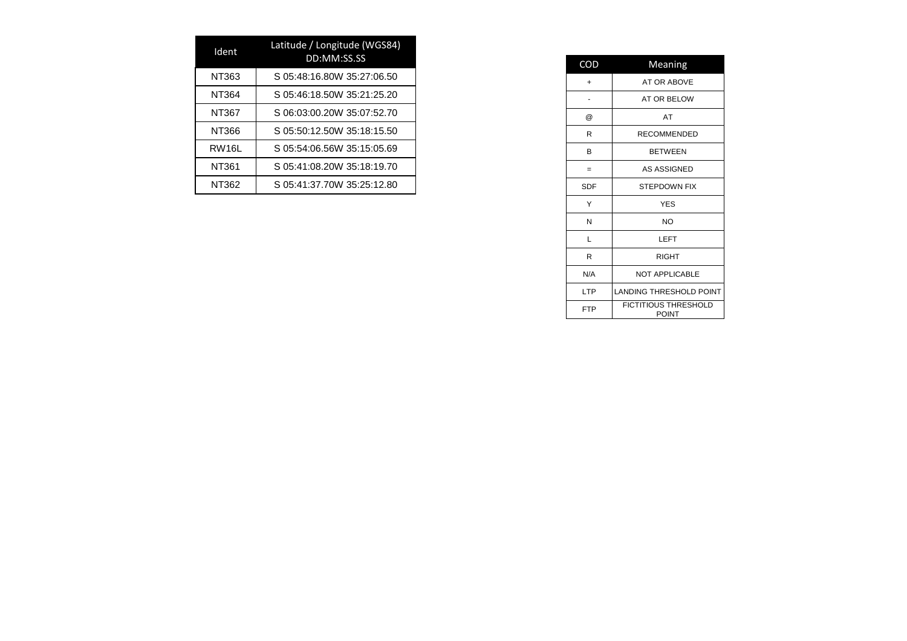| Ident | Latitude / Longitude (WGS84) DD:MM:SS.SS |
| --- | --- |
| NT363 | S 05:48:16.80W 35:27:06.50 |
| NT364 | S 05:46:18.50W 35:21:25.20 |
| NT367 | S 06:03:00.20W 35:07:52.70 |
| NT366 | S 05:50:12.50W 35:18:15.50 |
| RW16L | S 05:54:06.56W 35:15:05.69 |
| NT361 | S 05:41:08.20W 35:18:19.70 |
| NT362 | S 05:41:37.70W 35:25:12.80 |

| COD | Meaning |
| --- | --- |
| + | AT OR ABOVE |
| - | AT OR BELOW |
| @ | AT |
| R | RECOMMENDED |
| B | BETWEEN |
| = | AS ASSIGNED |
| SDF | STEPDOWN FIX |
| Y | YES |
| N | NO |
| L | LEFT |
| R | RIGHT |
| N/A | NOT APPLICABLE |
| LTP | LANDING THRESHOLD POINT |
| FTP | FICTITIOUS THRESHOLD POINT |